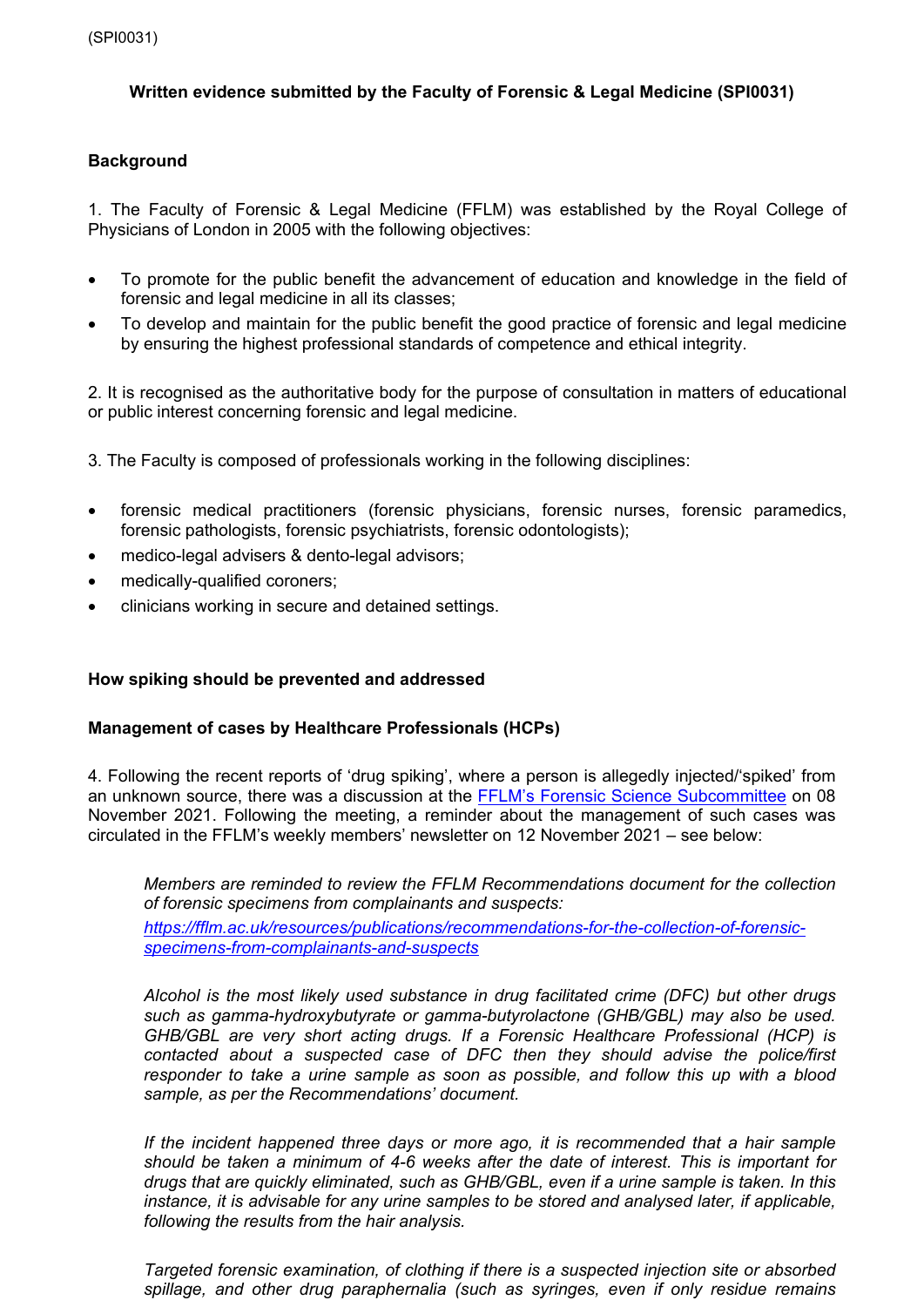(SPI0031)

**Written evidence submitted by the Faculty of Forensic & Legal Medicine (SPI0031)**

## Background

1. The Faculty of Forensic & Legal Medicine (FFLM) was established by the Royal College of Physicians of London in 2005 with the following objectives:

- To promote for the public benefit the advancement of education and knowledge in the field of forensic and legal medicine in all its classes;
- To develop and maintain for the public benefit the good practice of forensic and legal medicine by ensuring the highest professional standards of competence and ethical integrity.

2. It is recognised as the authoritative body for the purpose of consultation in matters of educational or public interest concerning forensic and legal medicine.

3. The Faculty is composed of professionals working in the following disciplines:

- forensic medical practitioners (forensic physicians, forensic nurses, forensic paramedics, forensic pathologists, forensic psychiatrists, forensic odontologists);
- medico-legal advisers & dento-legal advisors;
- medically-qualified coroners;
- clinicians working in secure and detained settings.

## How spiking should be prevented and addressed

### Management of cases by Healthcare Professionals (HCPs)

4. Following the recent reports of 'drug spiking', where a person is allegedly injected/'spiked' from an unknown source, there was a discussion at the FFLM's Forensic Science Subcommittee on 08 November 2021. Following the meeting, a reminder about the management of such cases was circulated in the FFLM's weekly members' newsletter on 12 November 2021 – see below:

> *Members are reminded to review the FFLM Recommendations document for the collection of forensic specimens from complainants and suspects:*
> *https://fflm.ac.uk/resources/publications/recommendations-for-the-collection-of-forensic-specimens-from-complainants-and-suspects*
>
> *Alcohol is the most likely used substance in drug facilitated crime (DFC) but other drugs such as gamma-hydroxybutyrate or gamma-butyrolactone (GHB/GBL) may also be used. GHB/GBL are very short acting drugs. If a Forensic Healthcare Professional (HCP) is contacted about a suspected case of DFC then they should advise the police/first responder to take a urine sample as soon as possible, and follow this up with a blood sample, as per the Recommendations' document.*
>
> *If the incident happened three days or more ago, it is recommended that a hair sample should be taken a minimum of 4-6 weeks after the date of interest. This is important for drugs that are quickly eliminated, such as GHB/GBL, even if a urine sample is taken. In this instance, it is advisable for any urine samples to be stored and analysed later, if applicable, following the results from the hair analysis.*
>
> *Targeted forensic examination, of clothing if there is a suspected injection site or absorbed spillage, and other drug paraphernalia (such as syringes, even if only residue remains*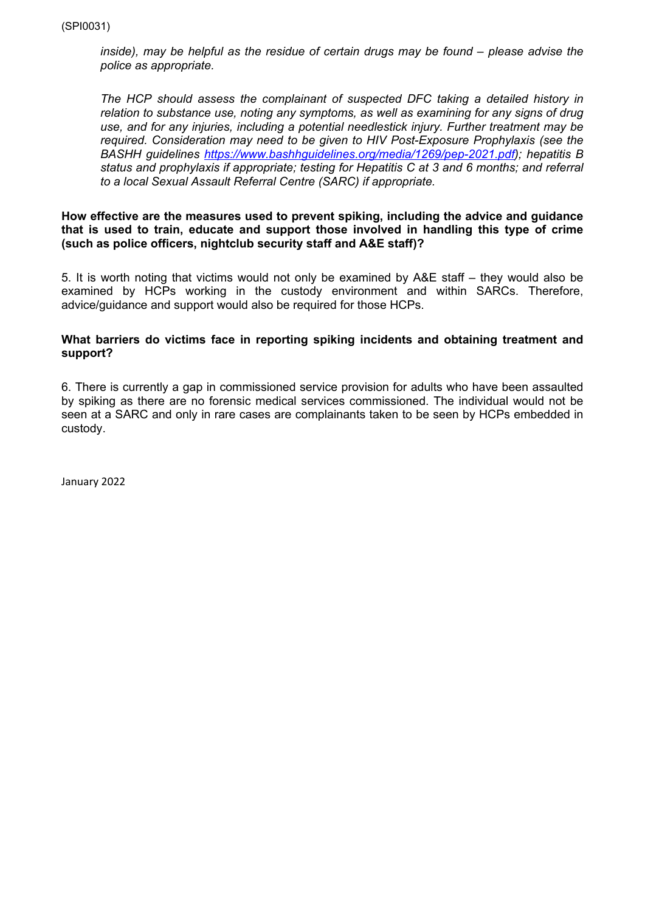*inside), may be helpful as the residue of certain drugs may be found – please advise the police as appropriate.*

*The HCP should assess the complainant of suspected DFC taking a detailed history in relation to substance use, noting any symptoms, as well as examining for any signs of drug use, and for any injuries, including a potential needlestick injury. Further treatment may be required. Consideration may need to be given to HIV Post-Exposure Prophylaxis (see the BASHH guidelines [https://www.bashhguidelines.org/media/1269/pep-2021.pdf](https://www.bashhguidelines.org/media/1269/pep-2021.pdf)); hepatitis B status and prophylaxis if appropriate; testing for Hepatitis C at 3 and 6 months; and referral to a local Sexual Assault Referral Centre (SARC) if appropriate.*

**How effective are the measures used to prevent spiking, including the advice and guidance that is used to train, educate and support those involved in handling this type of crime (such as police officers, nightclub security staff and A&E staff)?**

5. It is worth noting that victims would not only be examined by A&E staff – they would also be examined by HCPs working in the custody environment and within SARCs. Therefore, advice/guidance and support would also be required for those HCPs.

**What barriers do victims face in reporting spiking incidents and obtaining treatment and support?**

6. There is currently a gap in commissioned service provision for adults who have been assaulted by spiking as there are no forensic medical services commissioned. The individual would not be seen at a SARC and only in rare cases are complainants taken to be seen by HCPs embedded in custody.

January 2022